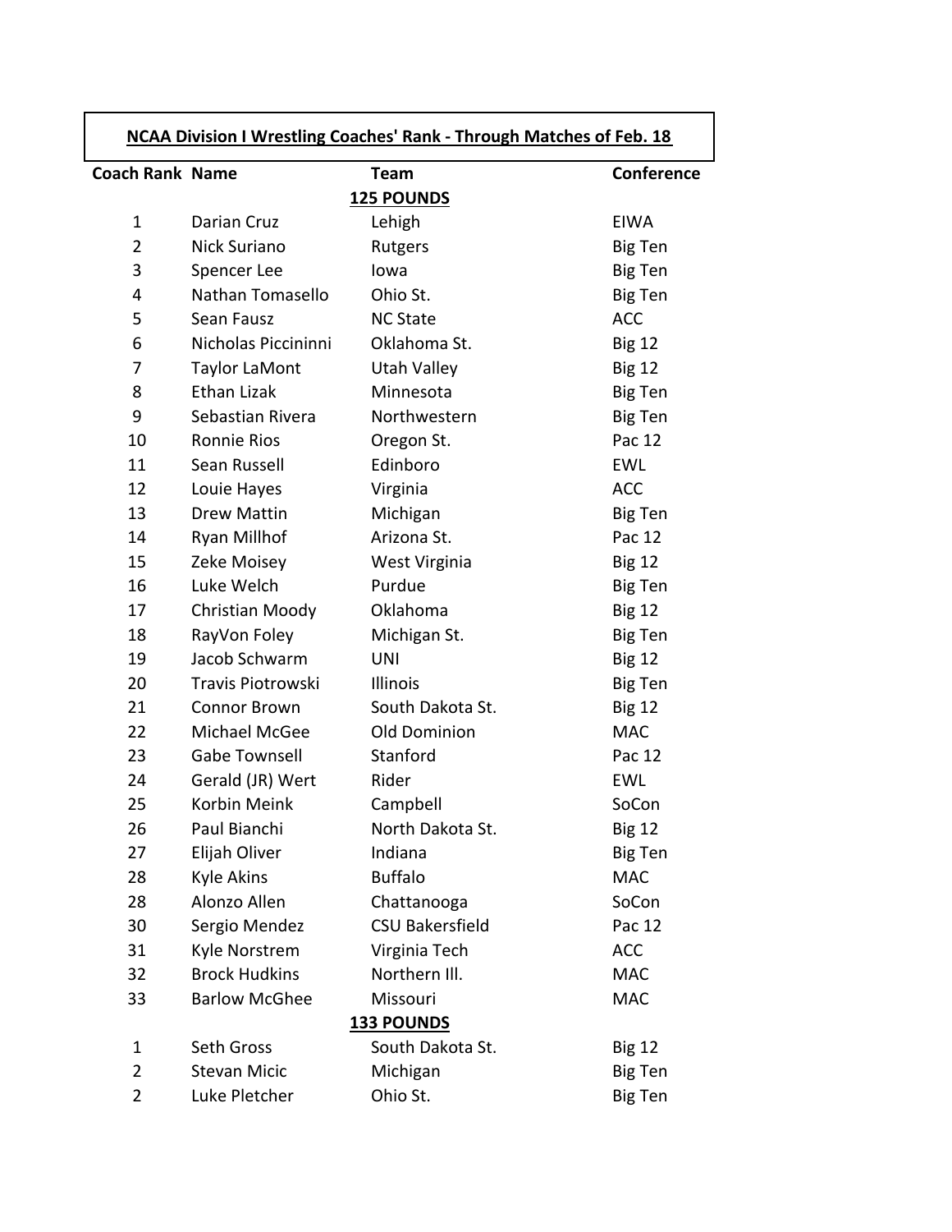## NCAA Division I Wrestling Coaches' Rank - Through Matches of Feb. 18

| Coach Rank | Name | Team | Conference |
|---|---|---|---|
| | | **125 POUNDS** | |
| 1 | Darian Cruz | Lehigh | EIWA |
| 2 | Nick Suriano | Rutgers | Big Ten |
| 3 | Spencer Lee | Iowa | Big Ten |
| 4 | Nathan Tomasello | Ohio St. | Big Ten |
| 5 | Sean Fausz | NC State | ACC |
| 6 | Nicholas Piccininni | Oklahoma St. | Big 12 |
| 7 | Taylor LaMont | Utah Valley | Big 12 |
| 8 | Ethan Lizak | Minnesota | Big Ten |
| 9 | Sebastian Rivera | Northwestern | Big Ten |
| 10 | Ronnie Rios | Oregon St. | Pac 12 |
| 11 | Sean Russell | Edinboro | EWL |
| 12 | Louie Hayes | Virginia | ACC |
| 13 | Drew Mattin | Michigan | Big Ten |
| 14 | Ryan Millhof | Arizona St. | Pac 12 |
| 15 | Zeke Moisey | West Virginia | Big 12 |
| 16 | Luke Welch | Purdue | Big Ten |
| 17 | Christian Moody | Oklahoma | Big 12 |
| 18 | RayVon Foley | Michigan St. | Big Ten |
| 19 | Jacob Schwarm | UNI | Big 12 |
| 20 | Travis Piotrowski | Illinois | Big Ten |
| 21 | Connor Brown | South Dakota St. | Big 12 |
| 22 | Michael McGee | Old Dominion | MAC |
| 23 | Gabe Townsell | Stanford | Pac 12 |
| 24 | Gerald (JR) Wert | Rider | EWL |
| 25 | Korbin Meink | Campbell | SoCon |
| 26 | Paul Bianchi | North Dakota St. | Big 12 |
| 27 | Elijah Oliver | Indiana | Big Ten |
| 28 | Kyle Akins | Buffalo | MAC |
| 28 | Alonzo Allen | Chattanooga | SoCon |
| 30 | Sergio Mendez | CSU Bakersfield | Pac 12 |
| 31 | Kyle Norstrem | Virginia Tech | ACC |
| 32 | Brock Hudkins | Northern Ill. | MAC |
| 33 | Barlow McGhee | Missouri | MAC |
| | | **133 POUNDS** | |
| 1 | Seth Gross | South Dakota St. | Big 12 |
| 2 | Stevan Micic | Michigan | Big Ten |
| 2 | Luke Pletcher | Ohio St. | Big Ten |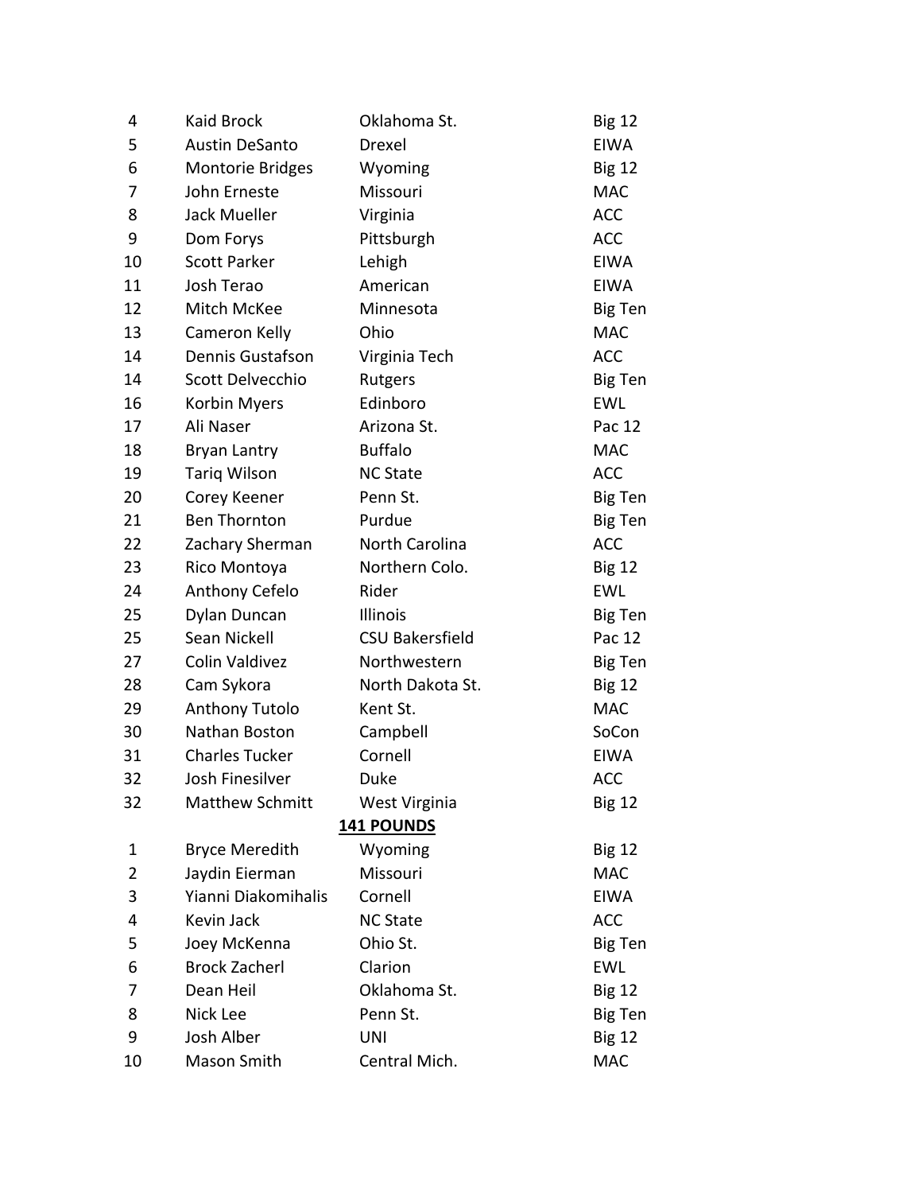| | | | |
|---|---|---|---|
| 4 | Kaid Brock | Oklahoma St. | Big 12 |
| 5 | Austin DeSanto | Drexel | EIWA |
| 6 | Montorie Bridges | Wyoming | Big 12 |
| 7 | John Erneste | Missouri | MAC |
| 8 | Jack Mueller | Virginia | ACC |
| 9 | Dom Forys | Pittsburgh | ACC |
| 10 | Scott Parker | Lehigh | EIWA |
| 11 | Josh Terao | American | EIWA |
| 12 | Mitch McKee | Minnesota | Big Ten |
| 13 | Cameron Kelly | Ohio | MAC |
| 14 | Dennis Gustafson | Virginia Tech | ACC |
| 14 | Scott Delvecchio | Rutgers | Big Ten |
| 16 | Korbin Myers | Edinboro | EWL |
| 17 | Ali Naser | Arizona St. | Pac 12 |
| 18 | Bryan Lantry | Buffalo | MAC |
| 19 | Tariq Wilson | NC State | ACC |
| 20 | Corey Keener | Penn St. | Big Ten |
| 21 | Ben Thornton | Purdue | Big Ten |
| 22 | Zachary Sherman | North Carolina | ACC |
| 23 | Rico Montoya | Northern Colo. | Big 12 |
| 24 | Anthony Cefelo | Rider | EWL |
| 25 | Dylan Duncan | Illinois | Big Ten |
| 25 | Sean Nickell | CSU Bakersfield | Pac 12 |
| 27 | Colin Valdivez | Northwestern | Big Ten |
| 28 | Cam Sykora | North Dakota St. | Big 12 |
| 29 | Anthony Tutolo | Kent St. | MAC |
| 30 | Nathan Boston | Campbell | SoCon |
| 31 | Charles Tucker | Cornell | EIWA |
| 32 | Josh Finesilver | Duke | ACC |
| 32 | Matthew Schmitt | West Virginia | Big 12 |

**141 POUNDS**

| | | | |
|---|---|---|---|
| 1 | Bryce Meredith | Wyoming | Big 12 |
| 2 | Jaydin Eierman | Missouri | MAC |
| 3 | Yianni Diakomihalis | Cornell | EIWA |
| 4 | Kevin Jack | NC State | ACC |
| 5 | Joey McKenna | Ohio St. | Big Ten |
| 6 | Brock Zacherl | Clarion | EWL |
| 7 | Dean Heil | Oklahoma St. | Big 12 |
| 8 | Nick Lee | Penn St. | Big Ten |
| 9 | Josh Alber | UNI | Big 12 |
| 10 | Mason Smith | Central Mich. | MAC |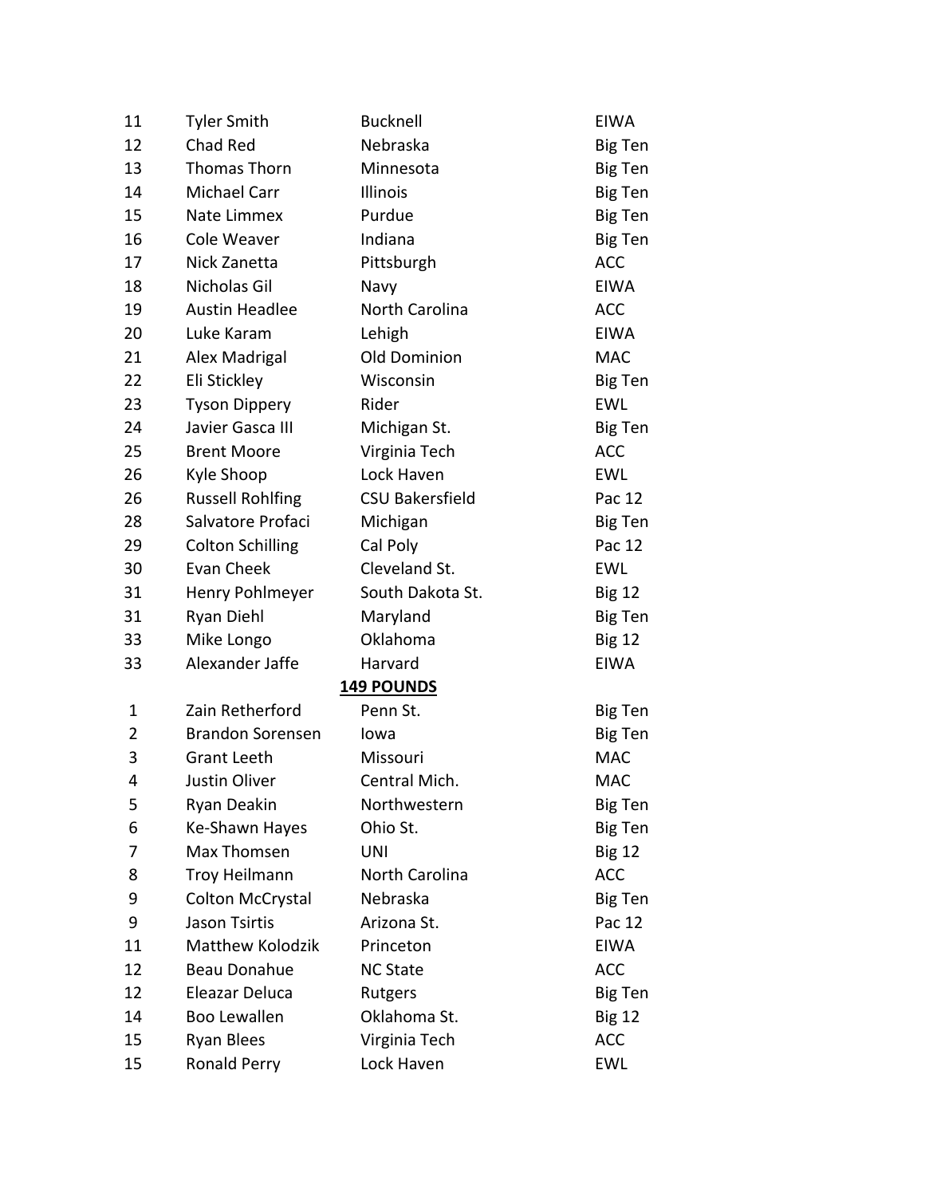| | | | |
|---|---|---|---|
| 11 | Tyler Smith | Bucknell | EIWA |
| 12 | Chad Red | Nebraska | Big Ten |
| 13 | Thomas Thorn | Minnesota | Big Ten |
| 14 | Michael Carr | Illinois | Big Ten |
| 15 | Nate Limmex | Purdue | Big Ten |
| 16 | Cole Weaver | Indiana | Big Ten |
| 17 | Nick Zanetta | Pittsburgh | ACC |
| 18 | Nicholas Gil | Navy | EIWA |
| 19 | Austin Headlee | North Carolina | ACC |
| 20 | Luke Karam | Lehigh | EIWA |
| 21 | Alex Madrigal | Old Dominion | MAC |
| 22 | Eli Stickley | Wisconsin | Big Ten |
| 23 | Tyson Dippery | Rider | EWL |
| 24 | Javier Gasca III | Michigan St. | Big Ten |
| 25 | Brent Moore | Virginia Tech | ACC |
| 26 | Kyle Shoop | Lock Haven | EWL |
| 26 | Russell Rohlfing | CSU Bakersfield | Pac 12 |
| 28 | Salvatore Profaci | Michigan | Big Ten |
| 29 | Colton Schilling | Cal Poly | Pac 12 |
| 30 | Evan Cheek | Cleveland St. | EWL |
| 31 | Henry Pohlmeyer | South Dakota St. | Big 12 |
| 31 | Ryan Diehl | Maryland | Big Ten |
| 33 | Mike Longo | Oklahoma | Big 12 |
| 33 | Alexander Jaffe | Harvard | EIWA |

**149 POUNDS**

| | | | |
|---|---|---|---|
| 1 | Zain Retherford | Penn St. | Big Ten |
| 2 | Brandon Sorensen | Iowa | Big Ten |
| 3 | Grant Leeth | Missouri | MAC |
| 4 | Justin Oliver | Central Mich. | MAC |
| 5 | Ryan Deakin | Northwestern | Big Ten |
| 6 | Ke-Shawn Hayes | Ohio St. | Big Ten |
| 7 | Max Thomsen | UNI | Big 12 |
| 8 | Troy Heilmann | North Carolina | ACC |
| 9 | Colton McCrystal | Nebraska | Big Ten |
| 9 | Jason Tsirtis | Arizona St. | Pac 12 |
| 11 | Matthew Kolodzik | Princeton | EIWA |
| 12 | Beau Donahue | NC State | ACC |
| 12 | Eleazar Deluca | Rutgers | Big Ten |
| 14 | Boo Lewallen | Oklahoma St. | Big 12 |
| 15 | Ryan Blees | Virginia Tech | ACC |
| 15 | Ronald Perry | Lock Haven | EWL |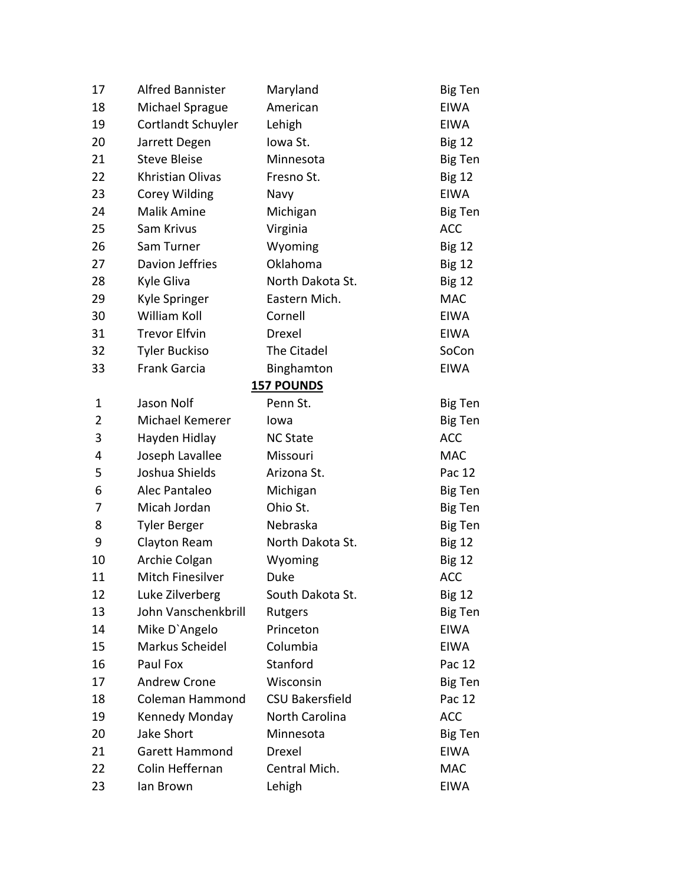| | | | |
|---|---|---|---|
| 17 | Alfred Bannister | Maryland | Big Ten |
| 18 | Michael Sprague | American | EIWA |
| 19 | Cortlandt Schuyler | Lehigh | EIWA |
| 20 | Jarrett Degen | Iowa St. | Big 12 |
| 21 | Steve Bleise | Minnesota | Big Ten |
| 22 | Khristian Olivas | Fresno St. | Big 12 |
| 23 | Corey Wilding | Navy | EIWA |
| 24 | Malik Amine | Michigan | Big Ten |
| 25 | Sam Krivus | Virginia | ACC |
| 26 | Sam Turner | Wyoming | Big 12 |
| 27 | Davion Jeffries | Oklahoma | Big 12 |
| 28 | Kyle Gliva | North Dakota St. | Big 12 |
| 29 | Kyle Springer | Eastern Mich. | MAC |
| 30 | William Koll | Cornell | EIWA |
| 31 | Trevor Elfvin | Drexel | EIWA |
| 32 | Tyler Buckiso | The Citadel | SoCon |
| 33 | Frank Garcia | Binghamton | EIWA |

**157 POUNDS**

| | | | |
|---|---|---|---|
| 1 | Jason Nolf | Penn St. | Big Ten |
| 2 | Michael Kemerer | Iowa | Big Ten |
| 3 | Hayden Hidlay | NC State | ACC |
| 4 | Joseph Lavallee | Missouri | MAC |
| 5 | Joshua Shields | Arizona St. | Pac 12 |
| 6 | Alec Pantaleo | Michigan | Big Ten |
| 7 | Micah Jordan | Ohio St. | Big Ten |
| 8 | Tyler Berger | Nebraska | Big Ten |
| 9 | Clayton Ream | North Dakota St. | Big 12 |
| 10 | Archie Colgan | Wyoming | Big 12 |
| 11 | Mitch Finesilver | Duke | ACC |
| 12 | Luke Zilverberg | South Dakota St. | Big 12 |
| 13 | John Vanschenkbrill | Rutgers | Big Ten |
| 14 | Mike D`Angelo | Princeton | EIWA |
| 15 | Markus Scheidel | Columbia | EIWA |
| 16 | Paul Fox | Stanford | Pac 12 |
| 17 | Andrew Crone | Wisconsin | Big Ten |
| 18 | Coleman Hammond | CSU Bakersfield | Pac 12 |
| 19 | Kennedy Monday | North Carolina | ACC |
| 20 | Jake Short | Minnesota | Big Ten |
| 21 | Garett Hammond | Drexel | EIWA |
| 22 | Colin Heffernan | Central Mich. | MAC |
| 23 | Ian Brown | Lehigh | EIWA |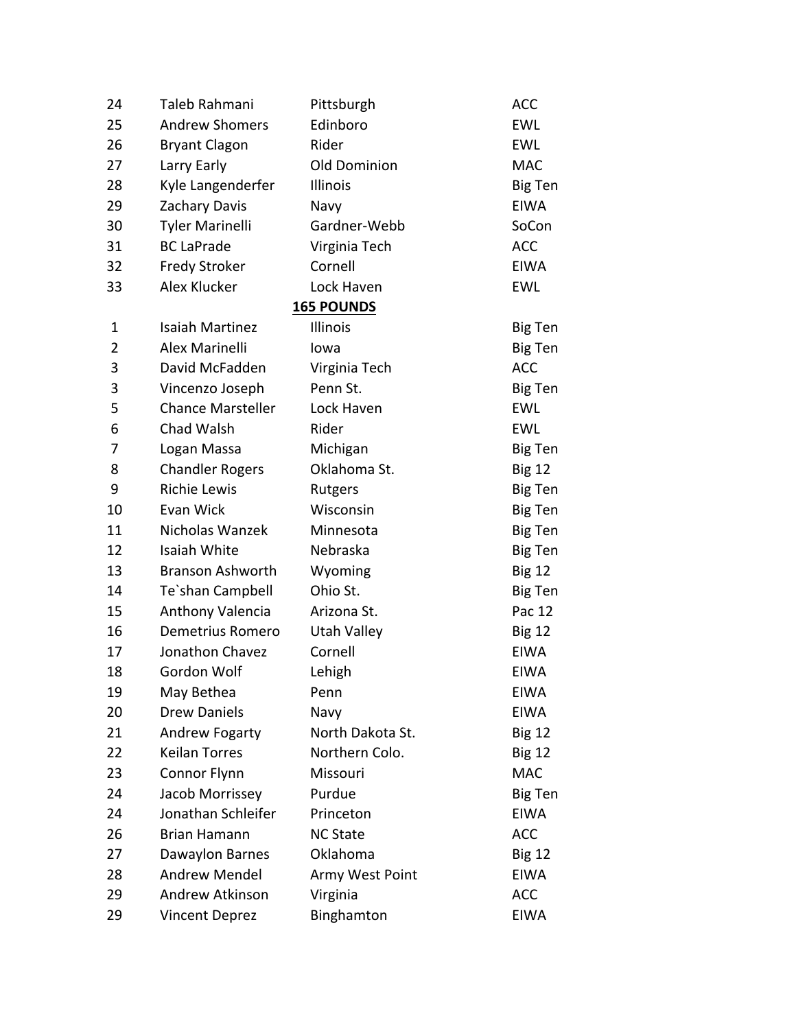| | | | |
|---|---|---|---|
| 24 | Taleb Rahmani | Pittsburgh | ACC |
| 25 | Andrew Shomers | Edinboro | EWL |
| 26 | Bryant Clagon | Rider | EWL |
| 27 | Larry Early | Old Dominion | MAC |
| 28 | Kyle Langenderfer | Illinois | Big Ten |
| 29 | Zachary Davis | Navy | EIWA |
| 30 | Tyler Marinelli | Gardner-Webb | SoCon |
| 31 | BC LaPrade | Virginia Tech | ACC |
| 32 | Fredy Stroker | Cornell | EIWA |
| 33 | Alex Klucker | Lock Haven | EWL |

**165 POUNDS**

| | | | |
|---|---|---|---|
| 1 | Isaiah Martinez | Illinois | Big Ten |
| 2 | Alex Marinelli | Iowa | Big Ten |
| 3 | David McFadden | Virginia Tech | ACC |
| 3 | Vincenzo Joseph | Penn St. | Big Ten |
| 5 | Chance Marsteller | Lock Haven | EWL |
| 6 | Chad Walsh | Rider | EWL |
| 7 | Logan Massa | Michigan | Big Ten |
| 8 | Chandler Rogers | Oklahoma St. | Big 12 |
| 9 | Richie Lewis | Rutgers | Big Ten |
| 10 | Evan Wick | Wisconsin | Big Ten |
| 11 | Nicholas Wanzek | Minnesota | Big Ten |
| 12 | Isaiah White | Nebraska | Big Ten |
| 13 | Branson Ashworth | Wyoming | Big 12 |
| 14 | Te`shan Campbell | Ohio St. | Big Ten |
| 15 | Anthony Valencia | Arizona St. | Pac 12 |
| 16 | Demetrius Romero | Utah Valley | Big 12 |
| 17 | Jonathon Chavez | Cornell | EIWA |
| 18 | Gordon Wolf | Lehigh | EIWA |
| 19 | May Bethea | Penn | EIWA |
| 20 | Drew Daniels | Navy | EIWA |
| 21 | Andrew Fogarty | North Dakota St. | Big 12 |
| 22 | Keilan Torres | Northern Colo. | Big 12 |
| 23 | Connor Flynn | Missouri | MAC |
| 24 | Jacob Morrissey | Purdue | Big Ten |
| 24 | Jonathan Schleifer | Princeton | EIWA |
| 26 | Brian Hamann | NC State | ACC |
| 27 | Dawaylon Barnes | Oklahoma | Big 12 |
| 28 | Andrew Mendel | Army West Point | EIWA |
| 29 | Andrew Atkinson | Virginia | ACC |
| 29 | Vincent Deprez | Binghamton | EIWA |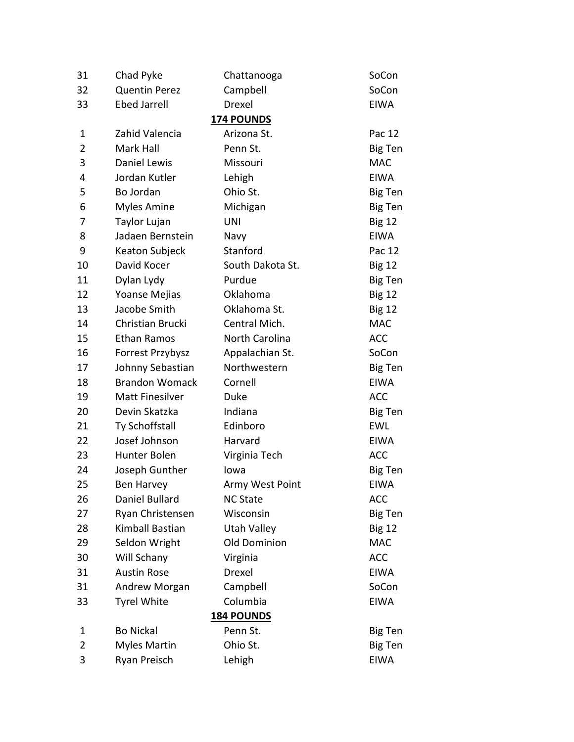| | | | |
|---|---|---|---|
| 31 | Chad Pyke | Chattanooga | SoCon |
| 32 | Quentin Perez | Campbell | SoCon |
| 33 | Ebed Jarrell | Drexel | EIWA |

**174 POUNDS**

| | | | |
|---|---|---|---|
| 1 | Zahid Valencia | Arizona St. | Pac 12 |
| 2 | Mark Hall | Penn St. | Big Ten |
| 3 | Daniel Lewis | Missouri | MAC |
| 4 | Jordan Kutler | Lehigh | EIWA |
| 5 | Bo Jordan | Ohio St. | Big Ten |
| 6 | Myles Amine | Michigan | Big Ten |
| 7 | Taylor Lujan | UNI | Big 12 |
| 8 | Jadaen Bernstein | Navy | EIWA |
| 9 | Keaton Subjeck | Stanford | Pac 12 |
| 10 | David Kocer | South Dakota St. | Big 12 |
| 11 | Dylan Lydy | Purdue | Big Ten |
| 12 | Yoanse Mejias | Oklahoma | Big 12 |
| 13 | Jacobe Smith | Oklahoma St. | Big 12 |
| 14 | Christian Brucki | Central Mich. | MAC |
| 15 | Ethan Ramos | North Carolina | ACC |
| 16 | Forrest Przybysz | Appalachian St. | SoCon |
| 17 | Johnny Sebastian | Northwestern | Big Ten |
| 18 | Brandon Womack | Cornell | EIWA |
| 19 | Matt Finesilver | Duke | ACC |
| 20 | Devin Skatzka | Indiana | Big Ten |
| 21 | Ty Schoffstall | Edinboro | EWL |
| 22 | Josef Johnson | Harvard | EIWA |
| 23 | Hunter Bolen | Virginia Tech | ACC |
| 24 | Joseph Gunther | Iowa | Big Ten |
| 25 | Ben Harvey | Army West Point | EIWA |
| 26 | Daniel Bullard | NC State | ACC |
| 27 | Ryan Christensen | Wisconsin | Big Ten |
| 28 | Kimball Bastian | Utah Valley | Big 12 |
| 29 | Seldon Wright | Old Dominion | MAC |
| 30 | Will Schany | Virginia | ACC |
| 31 | Austin Rose | Drexel | EIWA |
| 31 | Andrew Morgan | Campbell | SoCon |
| 33 | Tyrel White | Columbia | EIWA |

**184 POUNDS**

| | | | |
|---|---|---|---|
| 1 | Bo Nickal | Penn St. | Big Ten |
| 2 | Myles Martin | Ohio St. | Big Ten |
| 3 | Ryan Preisch | Lehigh | EIWA |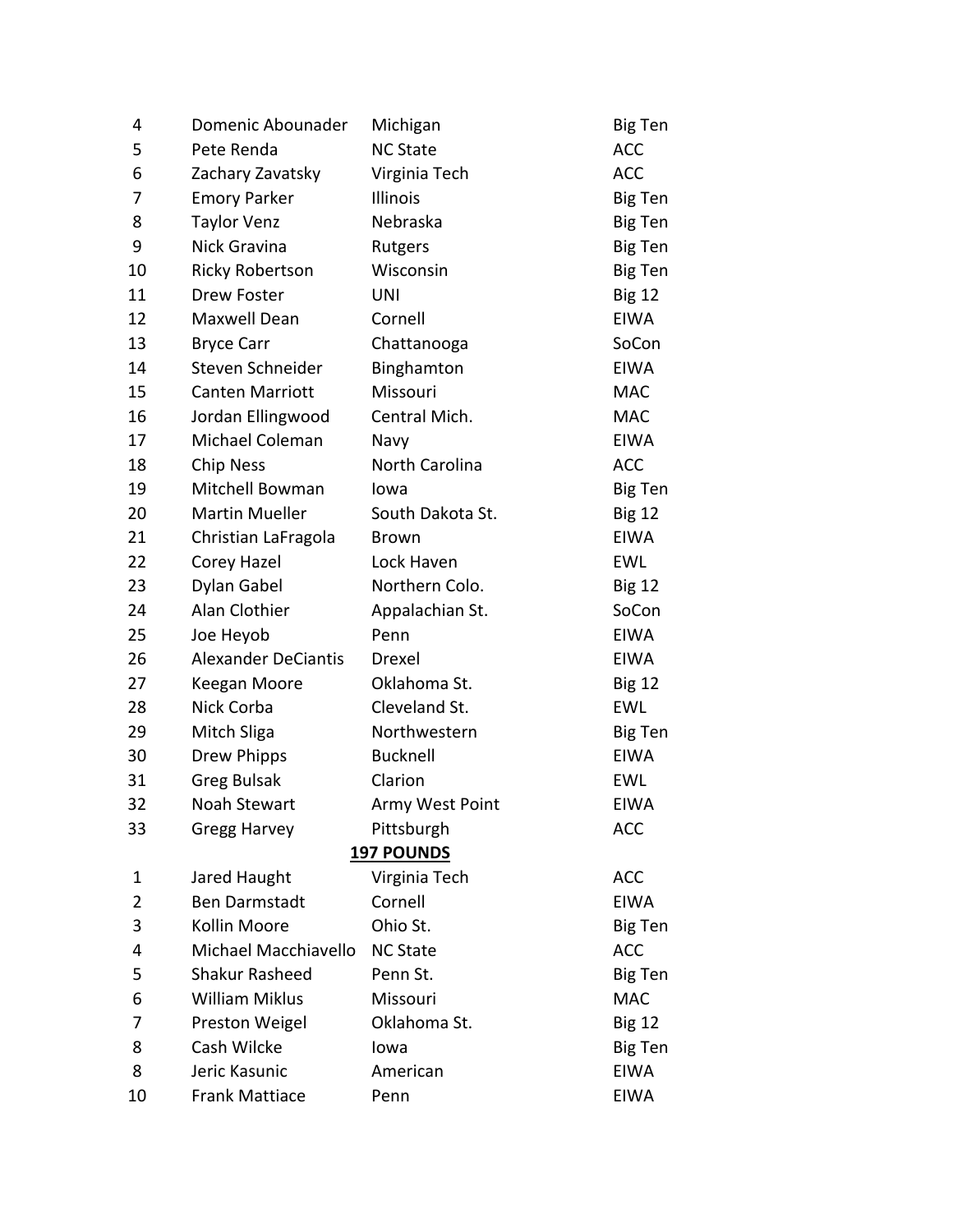| | | | |
|---|---|---|---|
| 4 | Domenic Abounader | Michigan | Big Ten |
| 5 | Pete Renda | NC State | ACC |
| 6 | Zachary Zavatsky | Virginia Tech | ACC |
| 7 | Emory Parker | Illinois | Big Ten |
| 8 | Taylor Venz | Nebraska | Big Ten |
| 9 | Nick Gravina | Rutgers | Big Ten |
| 10 | Ricky Robertson | Wisconsin | Big Ten |
| 11 | Drew Foster | UNI | Big 12 |
| 12 | Maxwell Dean | Cornell | EIWA |
| 13 | Bryce Carr | Chattanooga | SoCon |
| 14 | Steven Schneider | Binghamton | EIWA |
| 15 | Canten Marriott | Missouri | MAC |
| 16 | Jordan Ellingwood | Central Mich. | MAC |
| 17 | Michael Coleman | Navy | EIWA |
| 18 | Chip Ness | North Carolina | ACC |
| 19 | Mitchell Bowman | Iowa | Big Ten |
| 20 | Martin Mueller | South Dakota St. | Big 12 |
| 21 | Christian LaFragola | Brown | EIWA |
| 22 | Corey Hazel | Lock Haven | EWL |
| 23 | Dylan Gabel | Northern Colo. | Big 12 |
| 24 | Alan Clothier | Appalachian St. | SoCon |
| 25 | Joe Heyob | Penn | EIWA |
| 26 | Alexander DeCiantis | Drexel | EIWA |
| 27 | Keegan Moore | Oklahoma St. | Big 12 |
| 28 | Nick Corba | Cleveland St. | EWL |
| 29 | Mitch Sliga | Northwestern | Big Ten |
| 30 | Drew Phipps | Bucknell | EIWA |
| 31 | Greg Bulsak | Clarion | EWL |
| 32 | Noah Stewart | Army West Point | EIWA |
| 33 | Gregg Harvey | Pittsburgh | ACC |

## 197 POUNDS

| | | | |
|---|---|---|---|
| 1 | Jared Haught | Virginia Tech | ACC |
| 2 | Ben Darmstadt | Cornell | EIWA |
| 3 | Kollin Moore | Ohio St. | Big Ten |
| 4 | Michael Macchiavello | NC State | ACC |
| 5 | Shakur Rasheed | Penn St. | Big Ten |
| 6 | William Miklus | Missouri | MAC |
| 7 | Preston Weigel | Oklahoma St. | Big 12 |
| 8 | Cash Wilcke | Iowa | Big Ten |
| 8 | Jeric Kasunic | American | EIWA |
| 10 | Frank Mattiace | Penn | EIWA |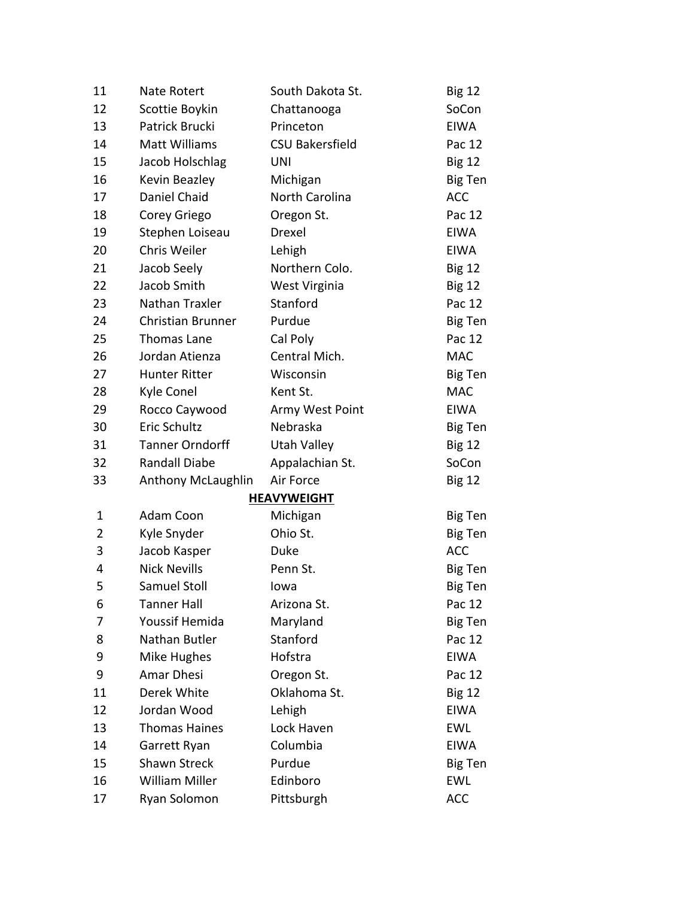| | | | |
|---|---|---|---|
| 11 | Nate Rotert | South Dakota St. | Big 12 |
| 12 | Scottie Boykin | Chattanooga | SoCon |
| 13 | Patrick Brucki | Princeton | EIWA |
| 14 | Matt Williams | CSU Bakersfield | Pac 12 |
| 15 | Jacob Holschlag | UNI | Big 12 |
| 16 | Kevin Beazley | Michigan | Big Ten |
| 17 | Daniel Chaid | North Carolina | ACC |
| 18 | Corey Griego | Oregon St. | Pac 12 |
| 19 | Stephen Loiseau | Drexel | EIWA |
| 20 | Chris Weiler | Lehigh | EIWA |
| 21 | Jacob Seely | Northern Colo. | Big 12 |
| 22 | Jacob Smith | West Virginia | Big 12 |
| 23 | Nathan Traxler | Stanford | Pac 12 |
| 24 | Christian Brunner | Purdue | Big Ten |
| 25 | Thomas Lane | Cal Poly | Pac 12 |
| 26 | Jordan Atienza | Central Mich. | MAC |
| 27 | Hunter Ritter | Wisconsin | Big Ten |
| 28 | Kyle Conel | Kent St. | MAC |
| 29 | Rocco Caywood | Army West Point | EIWA |
| 30 | Eric Schultz | Nebraska | Big Ten |
| 31 | Tanner Orndorff | Utah Valley | Big 12 |
| 32 | Randall Diabe | Appalachian St. | SoCon |
| 33 | Anthony McLaughlin | Air Force | Big 12 |

**HEAVYWEIGHT**

| | | | |
|---|---|---|---|
| 1 | Adam Coon | Michigan | Big Ten |
| 2 | Kyle Snyder | Ohio St. | Big Ten |
| 3 | Jacob Kasper | Duke | ACC |
| 4 | Nick Nevills | Penn St. | Big Ten |
| 5 | Samuel Stoll | Iowa | Big Ten |
| 6 | Tanner Hall | Arizona St. | Pac 12 |
| 7 | Youssif Hemida | Maryland | Big Ten |
| 8 | Nathan Butler | Stanford | Pac 12 |
| 9 | Mike Hughes | Hofstra | EIWA |
| 9 | Amar Dhesi | Oregon St. | Pac 12 |
| 11 | Derek White | Oklahoma St. | Big 12 |
| 12 | Jordan Wood | Lehigh | EIWA |
| 13 | Thomas Haines | Lock Haven | EWL |
| 14 | Garrett Ryan | Columbia | EIWA |
| 15 | Shawn Streck | Purdue | Big Ten |
| 16 | William Miller | Edinboro | EWL |
| 17 | Ryan Solomon | Pittsburgh | ACC |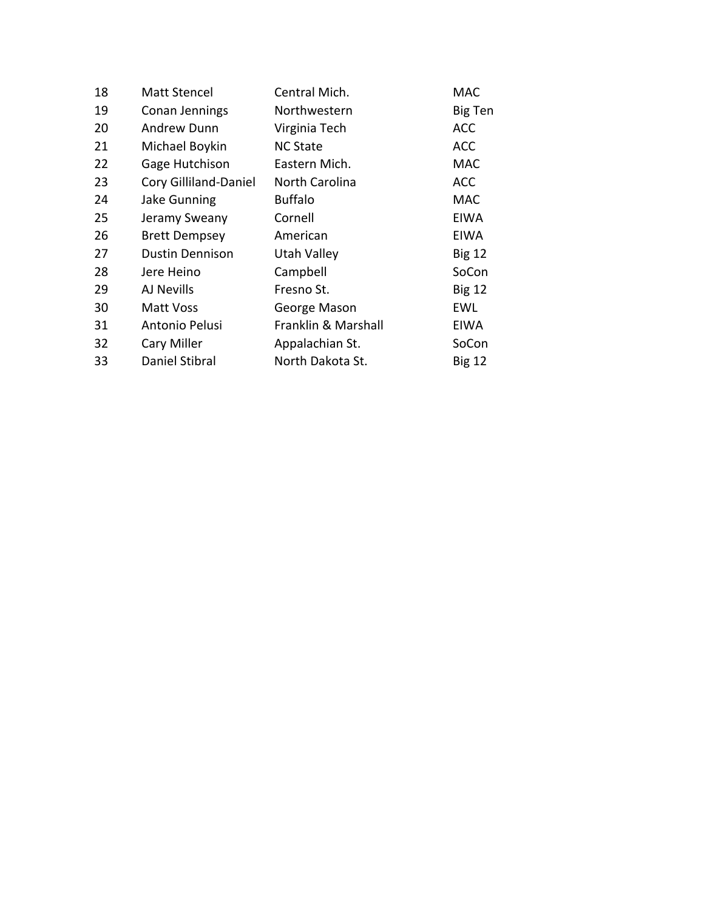| | | | |
|---|---|---|---|
| 18 | Matt Stencel | Central Mich. | MAC |
| 19 | Conan Jennings | Northwestern | Big Ten |
| 20 | Andrew Dunn | Virginia Tech | ACC |
| 21 | Michael Boykin | NC State | ACC |
| 22 | Gage Hutchison | Eastern Mich. | MAC |
| 23 | Cory Gilliland-Daniel | North Carolina | ACC |
| 24 | Jake Gunning | Buffalo | MAC |
| 25 | Jeramy Sweany | Cornell | EIWA |
| 26 | Brett Dempsey | American | EIWA |
| 27 | Dustin Dennison | Utah Valley | Big 12 |
| 28 | Jere Heino | Campbell | SoCon |
| 29 | AJ Nevills | Fresno St. | Big 12 |
| 30 | Matt Voss | George Mason | EWL |
| 31 | Antonio Pelusi | Franklin & Marshall | EIWA |
| 32 | Cary Miller | Appalachian St. | SoCon |
| 33 | Daniel Stibral | North Dakota St. | Big 12 |